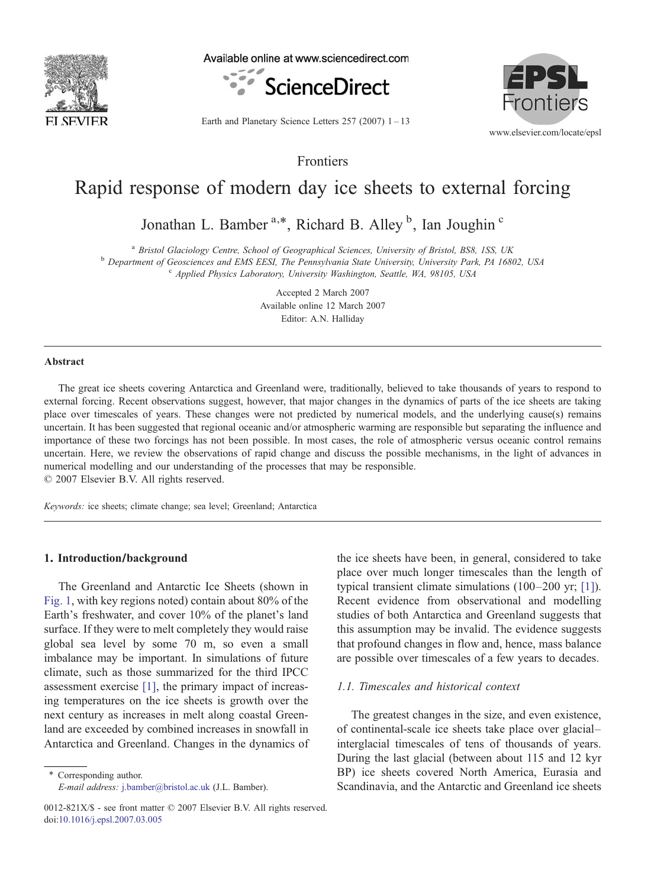Frontiers

# Rapid response of modern day ice sheets to external forcing

Jonathan L. Bamber [a,*], Richard B. Alley [b], Ian Joughin [c]

[a] *Bristol Glaciology Centre, School of Geographical Sciences, University of Bristol, BS8, 1SS, UK*
[b] *Department of Geosciences and EMS EESI, The Pennsylvania State University, University Park, PA 16802, USA*
[c] *Applied Physics Laboratory, University Washington, Seattle, WA, 98105, USA*

Accepted 2 March 2007
Available online 12 March 2007
Editor: A.N. Halliday

## Abstract

The great ice sheets covering Antarctica and Greenland were, traditionally, believed to take thousands of years to respond to external forcing. Recent observations suggest, however, that major changes in the dynamics of parts of the ice sheets are taking place over timescales of years. These changes were not predicted by numerical models, and the underlying cause(s) remains uncertain. It has been suggested that regional oceanic and/or atmospheric warming are responsible but separating the influence and importance of these two forcings has not been possible. In most cases, the role of atmospheric versus oceanic control remains uncertain. Here, we review the observations of rapid change and discuss the possible mechanisms, in the light of advances in numerical modelling and our understanding of the processes that may be responsible.
© 2007 Elsevier B.V. All rights reserved.

*Keywords:* ice sheets; climate change; sea level; Greenland; Antarctica

## 1. Introduction/background

The Greenland and Antarctic Ice Sheets (shown in Fig. 1, with key regions noted) contain about 80% of the Earth's freshwater, and cover 10% of the planet's land surface. If they were to melt completely they would raise global sea level by some 70 m, so even a small imbalance may be important. In simulations of future climate, such as those summarized for the third IPCC assessment exercise [1], the primary impact of increasing temperatures on the ice sheets is growth over the next century as increases in melt along coastal Greenland are exceeded by combined increases in snowfall in Antarctica and Greenland. Changes in the dynamics of the ice sheets have been, in general, considered to take place over much longer timescales than the length of typical transient climate simulations (100–200 yr; [1]). Recent evidence from observational and modelling studies of both Antarctica and Greenland suggests that this assumption may be invalid. The evidence suggests that profound changes in flow and, hence, mass balance are possible over timescales of a few years to decades.

### 1.1. Timescales and historical context

The greatest changes in the size, and even existence, of continental-scale ice sheets take place over glacial–interglacial timescales of tens of thousands of years. During the last glacial (between about 115 and 12 kyr BP) ice sheets covered North America, Eurasia and Scandinavia, and the Antarctic and Greenland ice sheets

\* Corresponding author.
*E-mail address:* j.bamber@bristol.ac.uk (J.L. Bamber).

0012-821X/$ - see front matter © 2007 Elsevier B.V. All rights reserved.
doi:10.1016/j.epsl.2007.03.005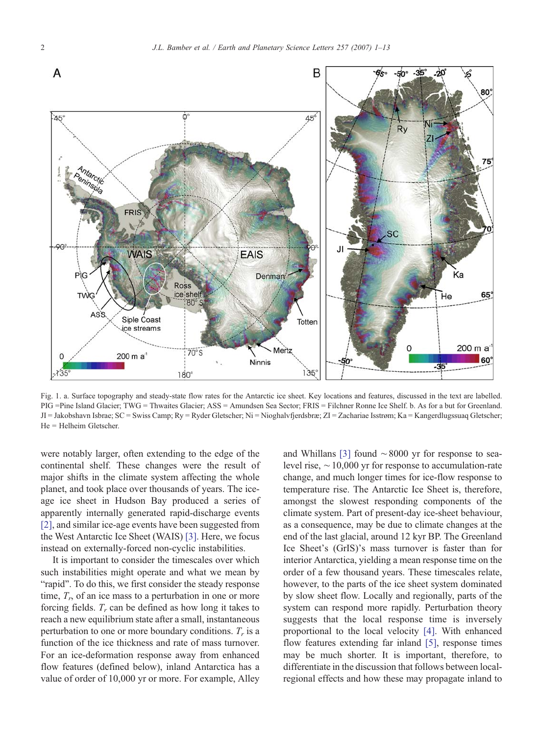Fig. 1. a. Surface topography and steady-state flow rates for the Antarctic ice sheet. Key locations and features, discussed in the text are labelled. PIG =Pine Island Glacier; TWG = Thwaites Glacier; ASS = Amundsen Sea Sector; FRIS = Filchner Ronne Ice Shelf. b. As for a but for Greenland. JI = Jakobshavn Isbrae; SC = Swiss Camp; Ry = Ryder Gletscher; Ni = Nioghalvfjerdsbræ; ZI = Zachariae Isstrøm; Ka = Kangerdlugssuaq Gletscher; He = Helheim Gletscher.

were notably larger, often extending to the edge of the continental shelf. These changes were the result of major shifts in the climate system affecting the whole planet, and took place over thousands of years. The ice-age ice sheet in Hudson Bay produced a series of apparently internally generated rapid-discharge events [2], and similar ice-age events have been suggested from the West Antarctic Ice Sheet (WAIS) [3]. Here, we focus instead on externally-forced non-cyclic instabilities.

It is important to consider the timescales over which such instabilities might operate and what we mean by "rapid". To do this, we first consider the steady response time, $T_r$, of an ice mass to a perturbation in one or more forcing fields. $T_r$ can be defined as how long it takes to reach a new equilibrium state after a small, instantaneous perturbation to one or more boundary conditions. $T_r$ is a function of the ice thickness and rate of mass turnover. For an ice-deformation response away from enhanced flow features (defined below), inland Antarctica has a value of order of 10,000 yr or more. For example, Alley and Whillans [3] found ~8000 yr for response to sea-level rise, ~10,000 yr for response to accumulation-rate change, and much longer times for ice-flow response to temperature rise. The Antarctic Ice Sheet is, therefore, amongst the slowest responding components of the climate system. Part of present-day ice-sheet behaviour, as a consequence, may be due to climate changes at the end of the last glacial, around 12 kyr BP. The Greenland Ice Sheet's (GrIS)'s mass turnover is faster than for interior Antarctica, yielding a mean response time on the order of a few thousand years. These timescales relate, however, to the parts of the ice sheet system dominated by slow sheet flow. Locally and regionally, parts of the system can respond more rapidly. Perturbation theory suggests that the local response time is inversely proportional to the local velocity [4]. With enhanced flow features extending far inland [5], response times may be much shorter. It is important, therefore, to differentiate in the discussion that follows between local-regional effects and how these may propagate inland to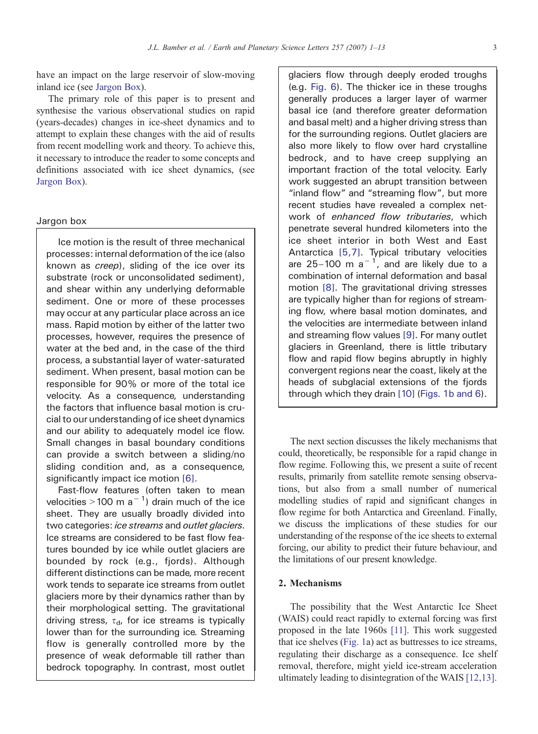have an impact on the large reservoir of slow-moving inland ice (see Jargon Box).

The primary role of this paper is to present and synthesise the various observational studies on rapid (years-decades) changes in ice-sheet dynamics and to attempt to explain these changes with the aid of results from recent modelling work and theory. To achieve this, it necessary to introduce the reader to some concepts and definitions associated with ice sheet dynamics, (see Jargon Box).

### Jargon box

Ice motion is the result of three mechanical processes: internal deformation of the ice (also known as *creep*), sliding of the ice over its substrate (rock or unconsolidated sediment), and shear within any underlying deformable sediment. One or more of these processes may occur at any particular place across an ice mass. Rapid motion by either of the latter two processes, however, requires the presence of water at the bed and, in the case of the third process, a substantial layer of water-saturated sediment. When present, basal motion can be responsible for 90% or more of the total ice velocity. As a consequence, understanding the factors that influence basal motion is crucial to our understanding of ice sheet dynamics and our ability to adequately model ice flow. Small changes in basal boundary conditions can provide a switch between a sliding/no sliding condition and, as a consequence, significantly impact ice motion [6].

Fast-flow features (often taken to mean velocities >100 m $a^{-1}$) drain much of the ice sheet. They are usually broadly divided into two categories: *ice streams* and *outlet glaciers*. Ice streams are considered to be fast flow features bounded by ice while outlet glaciers are bounded by rock (e.g., fjords). Although different distinctions can be made, more recent work tends to separate ice streams from outlet glaciers more by their dynamics rather than by their morphological setting. The gravitational driving stress, $\tau_d$, for ice streams is typically lower than for the surrounding ice. Streaming flow is generally controlled more by the presence of weak deformable till rather than bedrock topography. In contrast, most outlet glaciers flow through deeply eroded troughs (e.g. Fig. 6). The thicker ice in these troughs generally produces a larger layer of warmer basal ice (and therefore greater deformation and basal melt) and a higher driving stress than for the surrounding regions. Outlet glaciers are also more likely to flow over hard crystalline bedrock, and to have creep supplying an important fraction of the total velocity. Early work suggested an abrupt transition between "inland flow" and "streaming flow", but more recent studies have revealed a complex network of *enhanced flow tributaries*, which penetrate several hundred kilometers into the ice sheet interior in both West and East Antarctica [5,7]. Typical tributary velocities are 25–100 m $a^{-1}$, and are likely due to a combination of internal deformation and basal motion [8]. The gravitational driving stresses are typically higher than for regions of streaming flow, where basal motion dominates, and the velocities are intermediate between inland and streaming flow values [9]. For many outlet glaciers in Greenland, there is little tributary flow and rapid flow begins abruptly in highly convergent regions near the coast, likely at the heads of subglacial extensions of the fjords through which they drain [10] (Figs. 1b and 6).

The next section discusses the likely mechanisms that could, theoretically, be responsible for a rapid change in flow regime. Following this, we present a suite of recent results, primarily from satellite remote sensing observations, but also from a small number of numerical modelling studies of rapid and significant changes in flow regime for both Antarctica and Greenland. Finally, we discuss the implications of these studies for our understanding of the response of the ice sheets to external forcing, our ability to predict their future behaviour, and the limitations of our present knowledge.

## 2. Mechanisms

The possibility that the West Antarctic Ice Sheet (WAIS) could react rapidly to external forcing was first proposed in the late 1960s [11]. This work suggested that ice shelves (Fig. 1a) act as buttresses to ice streams, regulating their discharge as a consequence. Ice shelf removal, therefore, might yield ice-stream acceleration ultimately leading to disintegration of the WAIS [12,13].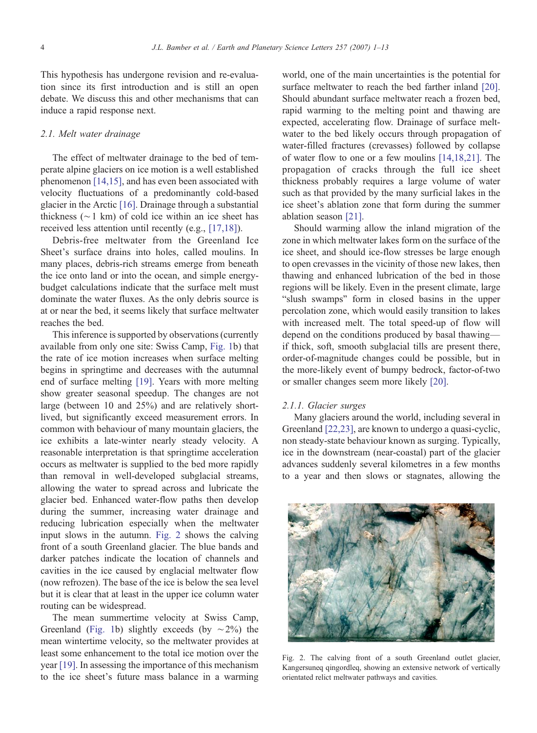This hypothesis has undergone revision and re-evaluation since its first introduction and is still an open debate. We discuss this and other mechanisms that can induce a rapid response next.

### 2.1. Melt water drainage

The effect of meltwater drainage to the bed of temperate alpine glaciers on ice motion is a well established phenomenon [14,15], and has even been associated with velocity fluctuations of a predominantly cold-based glacier in the Arctic [16]. Drainage through a substantial thickness (~1 km) of cold ice within an ice sheet has received less attention until recently (e.g., [17,18]).

Debris-free meltwater from the Greenland Ice Sheet's surface drains into holes, called moulins. In many places, debris-rich streams emerge from beneath the ice onto land or into the ocean, and simple energy-budget calculations indicate that the surface melt must dominate the water fluxes. As the only debris source is at or near the bed, it seems likely that surface meltwater reaches the bed.

This inference is supported by observations (currently available from only one site: Swiss Camp, Fig. 1b) that the rate of ice motion increases when surface melting begins in springtime and decreases with the autumnal end of surface melting [19]. Years with more melting show greater seasonal speedup. The changes are not large (between 10 and 25%) and are relatively short-lived, but significantly exceed measurement errors. In common with behaviour of many mountain glaciers, the ice exhibits a late-winter nearly steady velocity. A reasonable interpretation is that springtime acceleration occurs as meltwater is supplied to the bed more rapidly than removal in well-developed subglacial streams, allowing the water to spread across and lubricate the glacier bed. Enhanced water-flow paths then develop during the summer, increasing water drainage and reducing lubrication especially when the meltwater input slows in the autumn. Fig. 2 shows the calving front of a south Greenland glacier. The blue bands and darker patches indicate the location of channels and cavities in the ice caused by englacial meltwater flow (now refrozen). The base of the ice is below the sea level but it is clear that at least in the upper ice column water routing can be widespread.

The mean summertime velocity at Swiss Camp, Greenland (Fig. 1b) slightly exceeds (by ~2%) the mean wintertime velocity, so the meltwater provides at least some enhancement to the total ice motion over the year [19]. In assessing the importance of this mechanism to the ice sheet's future mass balance in a warming world, one of the main uncertainties is the potential for surface meltwater to reach the bed farther inland [20]. Should abundant surface meltwater reach a frozen bed, rapid warming to the melting point and thawing are expected, accelerating flow. Drainage of surface meltwater to the bed likely occurs through propagation of water-filled fractures (crevasses) followed by collapse of water flow to one or a few moulins [14,18,21]. The propagation of cracks through the full ice sheet thickness probably requires a large volume of water such as that provided by the many surficial lakes in the ice sheet's ablation zone that form during the summer ablation season [21].

Should warming allow the inland migration of the zone in which meltwater lakes form on the surface of the ice sheet, and should ice-flow stresses be large enough to open crevasses in the vicinity of those new lakes, then thawing and enhanced lubrication of the bed in those regions will be likely. Even in the present climate, large "slush swamps" form in closed basins in the upper percolation zone, which would easily transition to lakes with increased melt. The total speed-up of flow will depend on the conditions produced by basal thawing—if thick, soft, smooth subglacial tills are present there, order-of-magnitude changes could be possible, but in the more-likely event of bumpy bedrock, factor-of-two or smaller changes seem more likely [20].

#### 2.1.1. Glacier surges

Many glaciers around the world, including several in Greenland [22,23], are known to undergo a quasi-cyclic, non steady-state behaviour known as surging. Typically, ice in the downstream (near-coastal) part of the glacier advances suddenly several kilometres in a few months to a year and then slows or stagnates, allowing the

Fig. 2. The calving front of a south Greenland outlet glacier, Kangersuneq qingordleq, showing an extensive network of vertically orientated relict meltwater pathways and cavities.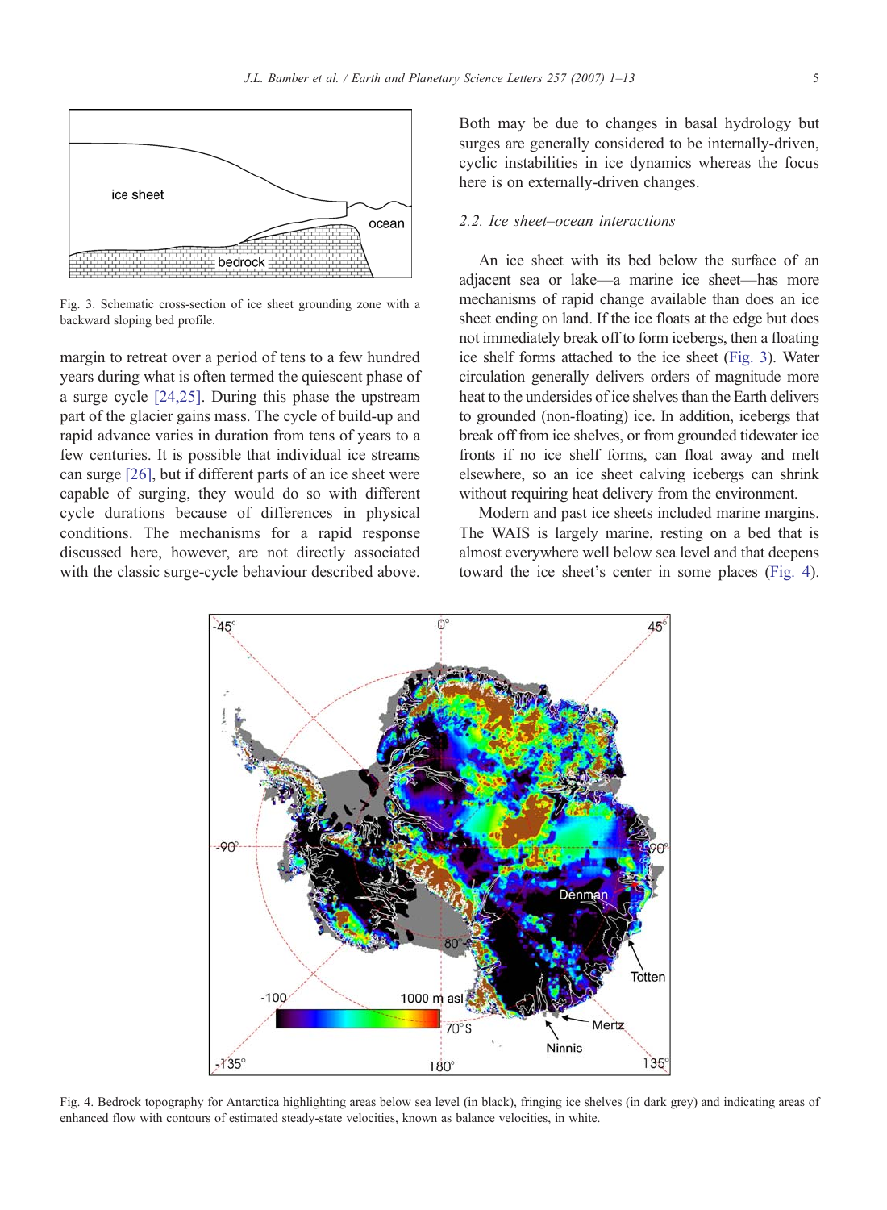Fig. 3. Schematic cross-section of ice sheet grounding zone with a backward sloping bed profile.

margin to retreat over a period of tens to a few hundred years during what is often termed the quiescent phase of a surge cycle [24,25]. During this phase the upstream part of the glacier gains mass. The cycle of build-up and rapid advance varies in duration from tens of years to a few centuries. It is possible that individual ice streams can surge [26], but if different parts of an ice sheet were capable of surging, they would do so with different cycle durations because of differences in physical conditions. The mechanisms for a rapid response discussed here, however, are not directly associated with the classic surge-cycle behaviour described above. Both may be due to changes in basal hydrology but surges are generally considered to be internally-driven, cyclic instabilities in ice dynamics whereas the focus here is on externally-driven changes.

### 2.2. Ice sheet–ocean interactions

An ice sheet with its bed below the surface of an adjacent sea or lake—a marine ice sheet—has more mechanisms of rapid change available than does an ice sheet ending on land. If the ice floats at the edge but does not immediately break off to form icebergs, then a floating ice shelf forms attached to the ice sheet (Fig. 3). Water circulation generally delivers orders of magnitude more heat to the undersides of ice shelves than the Earth delivers to grounded (non-floating) ice. In addition, icebergs that break off from ice shelves, or from grounded tidewater ice fronts if no ice shelf forms, can float away and melt elsewhere, so an ice sheet calving icebergs can shrink without requiring heat delivery from the environment.

Modern and past ice sheets included marine margins. The WAIS is largely marine, resting on a bed that is almost everywhere well below sea level and that deepens toward the ice sheet's center in some places (Fig. 4).

Fig. 4. Bedrock topography for Antarctica highlighting areas below sea level (in black), fringing ice shelves (in dark grey) and indicating areas of enhanced flow with contours of estimated steady-state velocities, known as balance velocities, in white.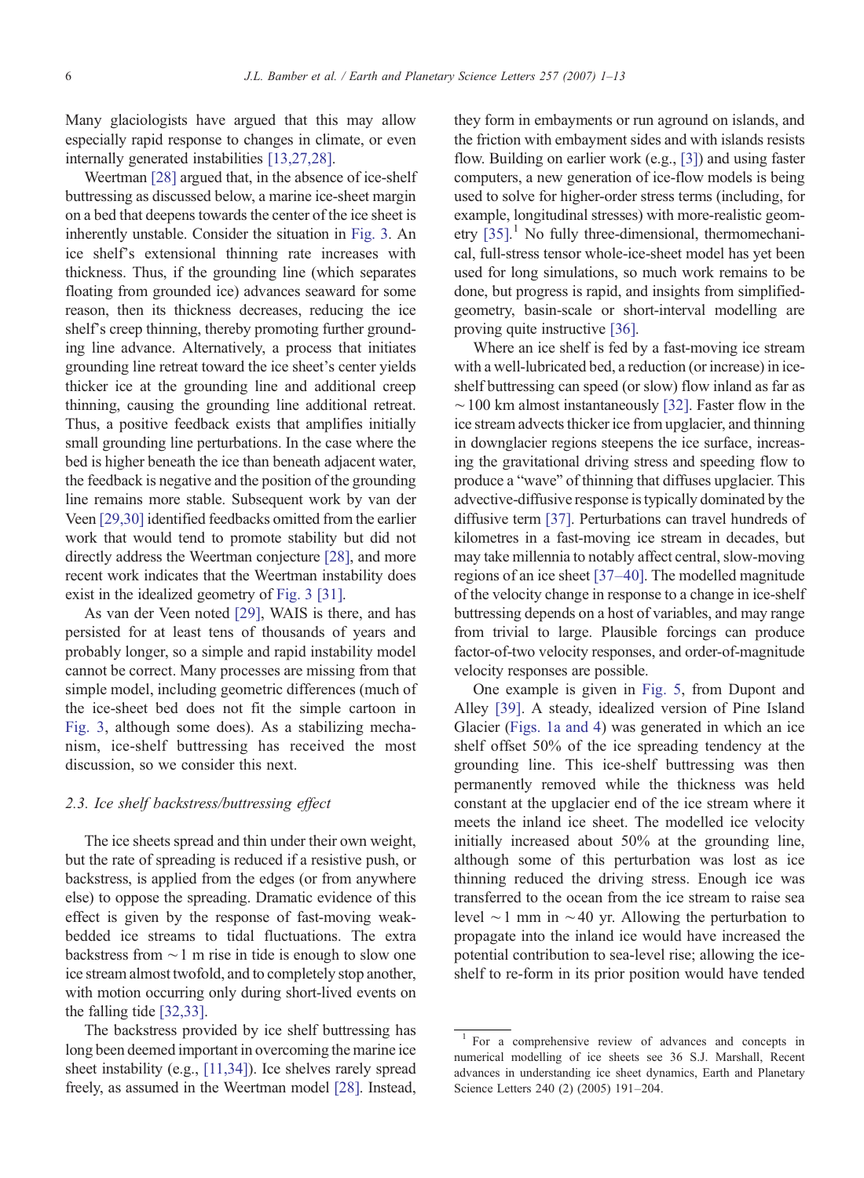Many glaciologists have argued that this may allow especially rapid response to changes in climate, or even internally generated instabilities [13,27,28].

Weertman [28] argued that, in the absence of ice-shelf buttressing as discussed below, a marine ice-sheet margin on a bed that deepens towards the center of the ice sheet is inherently unstable. Consider the situation in Fig. 3. An ice shelf's extensional thinning rate increases with thickness. Thus, if the grounding line (which separates floating from grounded ice) advances seaward for some reason, then its thickness decreases, reducing the ice shelf's creep thinning, thereby promoting further grounding line advance. Alternatively, a process that initiates grounding line retreat toward the ice sheet's center yields thicker ice at the grounding line and additional creep thinning, causing the grounding line additional retreat. Thus, a positive feedback exists that amplifies initially small grounding line perturbations. In the case where the bed is higher beneath the ice than beneath adjacent water, the feedback is negative and the position of the grounding line remains more stable. Subsequent work by van der Veen [29,30] identified feedbacks omitted from the earlier work that would tend to promote stability but did not directly address the Weertman conjecture [28], and more recent work indicates that the Weertman instability does exist in the idealized geometry of Fig. 3 [31].

As van der Veen noted [29], WAIS is there, and has persisted for at least tens of thousands of years and probably longer, so a simple and rapid instability model cannot be correct. Many processes are missing from that simple model, including geometric differences (much of the ice-sheet bed does not fit the simple cartoon in Fig. 3, although some does). As a stabilizing mechanism, ice-shelf buttressing has received the most discussion, so we consider this next.

### 2.3. Ice shelf backstress/buttressing effect

The ice sheets spread and thin under their own weight, but the rate of spreading is reduced if a resistive push, or backstress, is applied from the edges (or from anywhere else) to oppose the spreading. Dramatic evidence of this effect is given by the response of fast-moving weak-bedded ice streams to tidal fluctuations. The extra backstress from ~1 m rise in tide is enough to slow one ice stream almost twofold, and to completely stop another, with motion occurring only during short-lived events on the falling tide [32,33].

The backstress provided by ice shelf buttressing has long been deemed important in overcoming the marine ice sheet instability (e.g., [11,34]). Ice shelves rarely spread freely, as assumed in the Weertman model [28]. Instead, they form in embayments or run aground on islands, and the friction with embayment sides and with islands resists flow. Building on earlier work (e.g., [3]) and using faster computers, a new generation of ice-flow models is being used to solve for higher-order stress terms (including, for example, longitudinal stresses) with more-realistic geometry [35].[1] No fully three-dimensional, thermomechanical, full-stress tensor whole-ice-sheet model has yet been used for long simulations, so much work remains to be done, but progress is rapid, and insights from simplified-geometry, basin-scale or short-interval modelling are proving quite instructive [36].

Where an ice shelf is fed by a fast-moving ice stream with a well-lubricated bed, a reduction (or increase) in ice-shelf buttressing can speed (or slow) flow inland as far as ~100 km almost instantaneously [32]. Faster flow in the ice stream advects thicker ice from upglacier, and thinning in downglacier regions steepens the ice surface, increasing the gravitational driving stress and speeding flow to produce a "wave" of thinning that diffuses upglacier. This advective-diffusive response is typically dominated by the diffusive term [37]. Perturbations can travel hundreds of kilometres in a fast-moving ice stream in decades, but may take millennia to notably affect central, slow-moving regions of an ice sheet [37–40]. The modelled magnitude of the velocity change in response to a change in ice-shelf buttressing depends on a host of variables, and may range from trivial to large. Plausible forcings can produce factor-of-two velocity responses, and order-of-magnitude velocity responses are possible.

One example is given in Fig. 5, from Dupont and Alley [39]. A steady, idealized version of Pine Island Glacier (Figs. 1a and 4) was generated in which an ice shelf offset 50% of the ice spreading tendency at the grounding line. This ice-shelf buttressing was then permanently removed while the thickness was held constant at the upglacier end of the ice stream where it meets the inland ice sheet. The modelled ice velocity initially increased about 50% at the grounding line, although some of this perturbation was lost as ice thinning reduced the driving stress. Enough ice was transferred to the ocean from the ice stream to raise sea level ~1 mm in ~40 yr. Allowing the perturbation to propagate into the inland ice would have increased the potential contribution to sea-level rise; allowing the ice-shelf to re-form in its prior position would have tended

[1] For a comprehensive review of advances and concepts in numerical modelling of ice sheets see 36 S.J. Marshall, Recent advances in understanding ice sheet dynamics, Earth and Planetary Science Letters 240 (2) (2005) 191–204.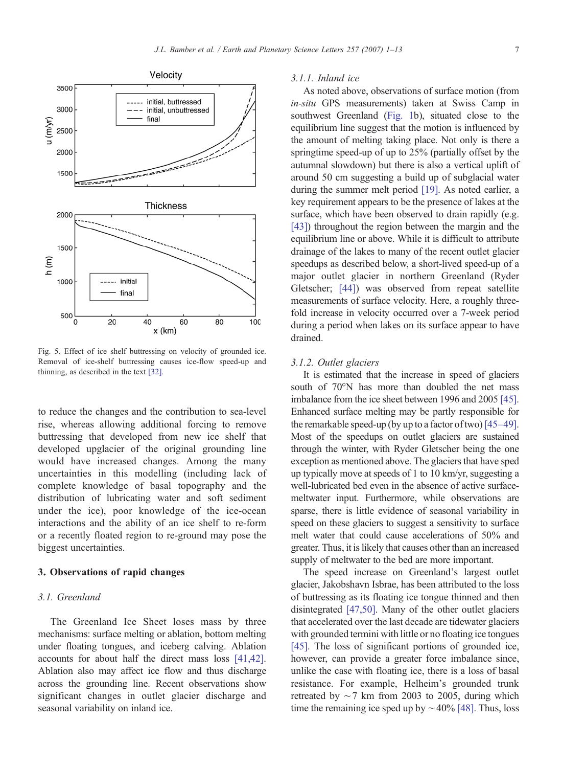Fig. 5. Effect of ice shelf buttressing on velocity of grounded ice. Removal of ice-shelf buttressing causes ice-flow speed-up and thinning, as described in the text [32].

to reduce the changes and the contribution to sea-level rise, whereas allowing additional forcing to remove buttressing that developed from new ice shelf that developed upglacier of the original grounding line would have increased changes. Among the many uncertainties in this modelling (including lack of complete knowledge of basal topography and the distribution of lubricating water and soft sediment under the ice), poor knowledge of the ice-ocean interactions and the ability of an ice shelf to re-form or a recently floated region to re-ground may pose the biggest uncertainties.

## 3. Observations of rapid changes

### 3.1. Greenland

The Greenland Ice Sheet loses mass by three mechanisms: surface melting or ablation, bottom melting under floating tongues, and iceberg calving. Ablation accounts for about half the direct mass loss [41,42]. Ablation also may affect ice flow and thus discharge across the grounding line. Recent observations show significant changes in outlet glacier discharge and seasonal variability on inland ice.

#### 3.1.1. Inland ice

As noted above, observations of surface motion (from *in-situ* GPS measurements) taken at Swiss Camp in southwest Greenland (Fig. 1b), situated close to the equilibrium line suggest that the motion is influenced by the amount of melting taking place. Not only is there a springtime speed-up of up to 25% (partially offset by the autumnal slowdown) but there is also a vertical uplift of around 50 cm suggesting a build up of subglacial water during the summer melt period [19]. As noted earlier, a key requirement appears to be the presence of lakes at the surface, which have been observed to drain rapidly (e.g. [43]) throughout the region between the margin and the equilibrium line or above. While it is difficult to attribute drainage of the lakes to many of the recent outlet glacier speedups as described below, a short-lived speed-up of a major outlet glacier in northern Greenland (Ryder Gletscher; [44]) was observed from repeat satellite measurements of surface velocity. Here, a roughly three-fold increase in velocity occurred over a 7-week period during a period when lakes on its surface appear to have drained.

#### 3.1.2. Outlet glaciers

It is estimated that the increase in speed of glaciers south of 70°N has more than doubled the net mass imbalance from the ice sheet between 1996 and 2005 [45]. Enhanced surface melting may be partly responsible for the remarkable speed-up (by up to a factor of two) [45–49]. Most of the speedups on outlet glaciers are sustained through the winter, with Ryder Gletscher being the one exception as mentioned above. The glaciers that have sped up typically move at speeds of 1 to 10 km/yr, suggesting a well-lubricated bed even in the absence of active surface-meltwater input. Furthermore, while observations are sparse, there is little evidence of seasonal variability in speed on these glaciers to suggest a sensitivity to surface melt water that could cause accelerations of 50% and greater. Thus, it is likely that causes other than an increased supply of meltwater to the bed are more important.

The speed increase on Greenland's largest outlet glacier, Jakobshavn Isbrae, has been attributed to the loss of buttressing as its floating ice tongue thinned and then disintegrated [47,50]. Many of the other outlet glaciers that accelerated over the last decade are tidewater glaciers with grounded termini with little or no floating ice tongues [45]. The loss of significant portions of grounded ice, however, can provide a greater force imbalance since, unlike the case with floating ice, there is a loss of basal resistance. For example, Helheim's grounded trunk retreated by ~7 km from 2003 to 2005, during which time the remaining ice sped up by ~40% [48]. Thus, loss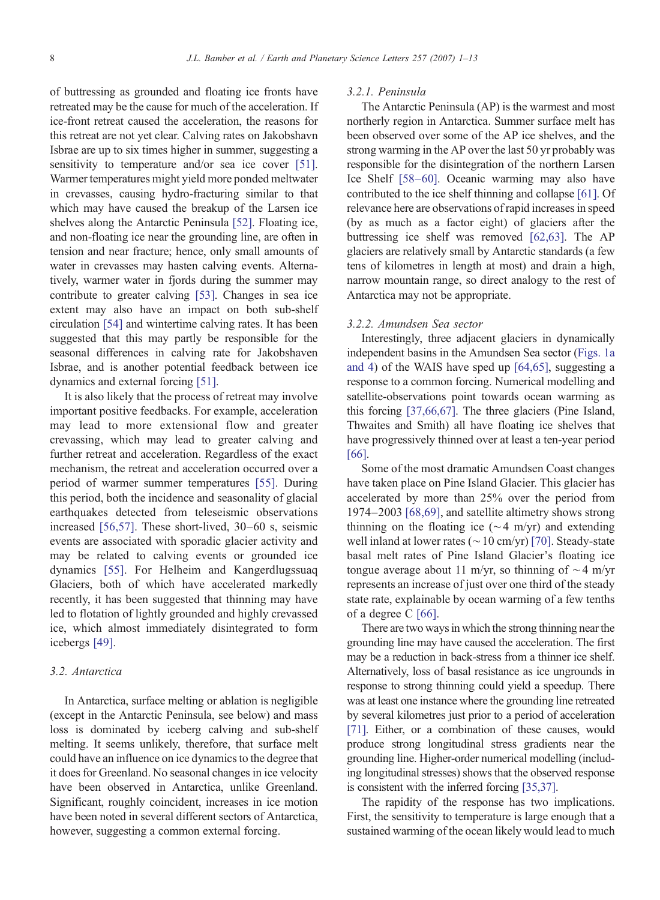of buttressing as grounded and floating ice fronts have retreated may be the cause for much of the acceleration. If ice-front retreat caused the acceleration, the reasons for this retreat are not yet clear. Calving rates on Jakobshavn Isbrae are up to six times higher in summer, suggesting a sensitivity to temperature and/or sea ice cover [51]. Warmer temperatures might yield more ponded meltwater in crevasses, causing hydro-fracturing similar to that which may have caused the breakup of the Larsen ice shelves along the Antarctic Peninsula [52]. Floating ice, and non-floating ice near the grounding line, are often in tension and near fracture; hence, only small amounts of water in crevasses may hasten calving events. Alternatively, warmer water in fjords during the summer may contribute to greater calving [53]. Changes in sea ice extent may also have an impact on both sub-shelf circulation [54] and wintertime calving rates. It has been suggested that this may partly be responsible for the seasonal differences in calving rate for Jakobshaven Isbrae, and is another potential feedback between ice dynamics and external forcing [51].

It is also likely that the process of retreat may involve important positive feedbacks. For example, acceleration may lead to more extensional flow and greater crevassing, which may lead to greater calving and further retreat and acceleration. Regardless of the exact mechanism, the retreat and acceleration occurred over a period of warmer summer temperatures [55]. During this period, both the incidence and seasonality of glacial earthquakes detected from teleseismic observations increased [56,57]. These short-lived, 30–60 s, seismic events are associated with sporadic glacier activity and may be related to calving events or grounded ice dynamics [55]. For Helheim and Kangerdlugssuaq Glaciers, both of which have accelerated markedly recently, it has been suggested that thinning may have led to flotation of lightly grounded and highly crevassed ice, which almost immediately disintegrated to form icebergs [49].

### 3.2. Antarctica

In Antarctica, surface melting or ablation is negligible (except in the Antarctic Peninsula, see below) and mass loss is dominated by iceberg calving and sub-shelf melting. It seems unlikely, therefore, that surface melt could have an influence on ice dynamics to the degree that it does for Greenland. No seasonal changes in ice velocity have been observed in Antarctica, unlike Greenland. Significant, roughly coincident, increases in ice motion have been noted in several different sectors of Antarctica, however, suggesting a common external forcing.

#### 3.2.1. Peninsula

The Antarctic Peninsula (AP) is the warmest and most northerly region in Antarctica. Summer surface melt has been observed over some of the AP ice shelves, and the strong warming in the AP over the last 50 yr probably was responsible for the disintegration of the northern Larsen Ice Shelf [58–60]. Oceanic warming may also have contributed to the ice shelf thinning and collapse [61]. Of relevance here are observations of rapid increases in speed (by as much as a factor eight) of glaciers after the buttressing ice shelf was removed [62,63]. The AP glaciers are relatively small by Antarctic standards (a few tens of kilometres in length at most) and drain a high, narrow mountain range, so direct analogy to the rest of Antarctica may not be appropriate.

#### 3.2.2. Amundsen Sea sector

Interestingly, three adjacent glaciers in dynamically independent basins in the Amundsen Sea sector (Figs. 1a and 4) of the WAIS have sped up [64,65], suggesting a response to a common forcing. Numerical modelling and satellite-observations point towards ocean warming as this forcing [37,66,67]. The three glaciers (Pine Island, Thwaites and Smith) all have floating ice shelves that have progressively thinned over at least a ten-year period [66].

Some of the most dramatic Amundsen Coast changes have taken place on Pine Island Glacier. This glacier has accelerated by more than 25% over the period from 1974–2003 [68,69], and satellite altimetry shows strong thinning on the floating ice (~4 m/yr) and extending well inland at lower rates (~10 cm/yr) [70]. Steady-state basal melt rates of Pine Island Glacier's floating ice tongue average about 11 m/yr, so thinning of ~4 m/yr represents an increase of just over one third of the steady state rate, explainable by ocean warming of a few tenths of a degree C [66].

There are two ways in which the strong thinning near the grounding line may have caused the acceleration. The first may be a reduction in back-stress from a thinner ice shelf. Alternatively, loss of basal resistance as ice ungrounds in response to strong thinning could yield a speedup. There was at least one instance where the grounding line retreated by several kilometres just prior to a period of acceleration [71]. Either, or a combination of these causes, would produce strong longitudinal stress gradients near the grounding line. Higher-order numerical modelling (including longitudinal stresses) shows that the observed response is consistent with the inferred forcing [35,37].

The rapidity of the response has two implications. First, the sensitivity to temperature is large enough that a sustained warming of the ocean likely would lead to much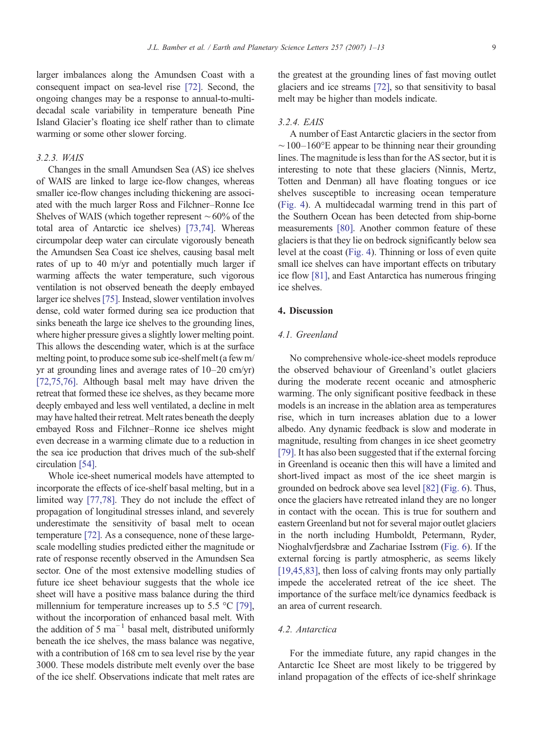larger imbalances along the Amundsen Coast with a consequent impact on sea-level rise [72]. Second, the ongoing changes may be a response to annual-to-multi-decadal scale variability in temperature beneath Pine Island Glacier's floating ice shelf rather than to climate warming or some other slower forcing.

#### *3.2.3. WAIS*

Changes in the small Amundsen Sea (AS) ice shelves of WAIS are linked to large ice-flow changes, whereas smaller ice-flow changes including thickening are associated with the much larger Ross and Filchner–Ronne Ice Shelves of WAIS (which together represent ~60% of the total area of Antarctic ice shelves) [73,74]. Whereas circumpolar deep water can circulate vigorously beneath the Amundsen Sea Coast ice shelves, causing basal melt rates of up to 40 m/yr and potentially much larger if warming affects the water temperature, such vigorous ventilation is not observed beneath the deeply embayed larger ice shelves [75]. Instead, slower ventilation involves dense, cold water formed during sea ice production that sinks beneath the large ice shelves to the grounding lines, where higher pressure gives a slightly lower melting point. This allows the descending water, which is at the surface melting point, to produce some sub ice-shelf melt (a few m/yr at grounding lines and average rates of 10–20 cm/yr) [72,75,76]. Although basal melt may have driven the retreat that formed these ice shelves, as they became more deeply embayed and less well ventilated, a decline in melt may have halted their retreat. Melt rates beneath the deeply embayed Ross and Filchner–Ronne ice shelves might even decrease in a warming climate due to a reduction in the sea ice production that drives much of the sub-shelf circulation [54].

Whole ice-sheet numerical models have attempted to incorporate the effects of ice-shelf basal melting, but in a limited way [77,78]. They do not include the effect of propagation of longitudinal stresses inland, and severely underestimate the sensitivity of basal melt to ocean temperature [72]. As a consequence, none of these large-scale modelling studies predicted either the magnitude or rate of response recently observed in the Amundsen Sea sector. One of the most extensive modelling studies of future ice sheet behaviour suggests that the whole ice sheet will have a positive mass balance during the third millennium for temperature increases up to 5.5 °C [79], without the incorporation of enhanced basal melt. With the addition of 5 $\mathrm{ma}^{-1}$ basal melt, distributed uniformly beneath the ice shelves, the mass balance was negative, with a contribution of 168 cm to sea level rise by the year 3000. These models distribute melt evenly over the base of the ice shelf. Observations indicate that melt rates are the greatest at the grounding lines of fast moving outlet glaciers and ice streams [72], so that sensitivity to basal melt may be higher than models indicate.

#### *3.2.4. EAIS*

A number of East Antarctic glaciers in the sector from ~100–160°E appear to be thinning near their grounding lines. The magnitude is less than for the AS sector, but it is interesting to note that these glaciers (Ninnis, Mertz, Totten and Denman) all have floating tongues or ice shelves susceptible to increasing ocean temperature (Fig. 4). A multidecadal warming trend in this part of the Southern Ocean has been detected from ship-borne measurements [80]. Another common feature of these glaciers is that they lie on bedrock significantly below sea level at the coast (Fig. 4). Thinning or loss of even quite small ice shelves can have important effects on tributary ice flow [81], and East Antarctica has numerous fringing ice shelves.

## 4. Discussion

### *4.1. Greenland*

No comprehensive whole-ice-sheet models reproduce the observed behaviour of Greenland's outlet glaciers during the moderate recent oceanic and atmospheric warming. The only significant positive feedback in these models is an increase in the ablation area as temperatures rise, which in turn increases ablation due to a lower albedo. Any dynamic feedback is slow and moderate in magnitude, resulting from changes in ice sheet geometry [79]. It has also been suggested that if the external forcing in Greenland is oceanic then this will have a limited and short-lived impact as most of the ice sheet margin is grounded on bedrock above sea level [82] (Fig. 6). Thus, once the glaciers have retreated inland they are no longer in contact with the ocean. This is true for southern and eastern Greenland but not for several major outlet glaciers in the north including Humboldt, Petermann, Ryder, Nioghalvfjerdsbræ and Zachariae Isstrøm (Fig. 6). If the external forcing is partly atmospheric, as seems likely [19,45,83], then loss of calving fronts may only partially impede the accelerated retreat of the ice sheet. The importance of the surface melt/ice dynamics feedback is an area of current research.

### *4.2. Antarctica*

For the immediate future, any rapid changes in the Antarctic Ice Sheet are most likely to be triggered by inland propagation of the effects of ice-shelf shrinkage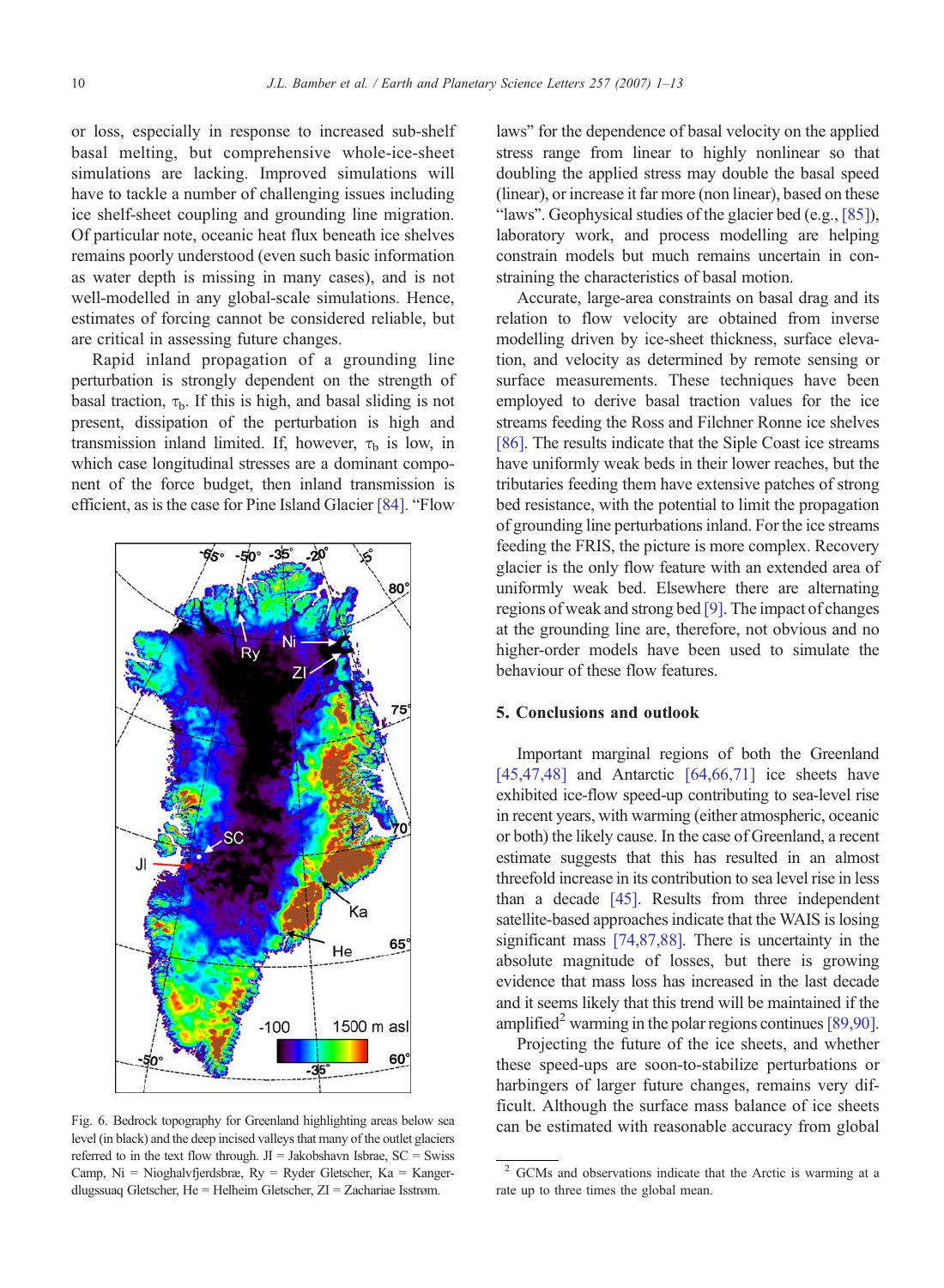or loss, especially in response to increased sub-shelf basal melting, but comprehensive whole-ice-sheet simulations are lacking. Improved simulations will have to tackle a number of challenging issues including ice shelf-sheet coupling and grounding line migration. Of particular note, oceanic heat flux beneath ice shelves remains poorly understood (even such basic information as water depth is missing in many cases), and is not well-modelled in any global-scale simulations. Hence, estimates of forcing cannot be considered reliable, but are critical in assessing future changes.

Rapid inland propagation of a grounding line perturbation is strongly dependent on the strength of basal traction, $\tau_b$. If this is high, and basal sliding is not present, dissipation of the perturbation is high and transmission inland limited. If, however, $\tau_b$ is low, in which case longitudinal stresses are a dominant component of the force budget, then inland transmission is efficient, as is the case for Pine Island Glacier [84]. "Flow laws" for the dependence of basal velocity on the applied stress range from linear to highly nonlinear so that doubling the applied stress may double the basal speed (linear), or increase it far more (non linear), based on these "laws". Geophysical studies of the glacier bed (e.g., [85]), laboratory work, and process modelling are helping constrain models but much remains uncertain in constraining the characteristics of basal motion.

Fig. 6. Bedrock topography for Greenland highlighting areas below sea level (in black) and the deep incised valleys that many of the outlet glaciers referred to in the text flow through. JI = Jakobshavn Isbrae, SC = Swiss Camp, Ni = Nioghalvfjerdsbræ, Ry = Ryder Gletscher, Ka = Kangerdlugssuaq Gletscher, He = Helheim Gletscher, ZI = Zachariae Isstrøm.

Accurate, large-area constraints on basal drag and its relation to flow velocity are obtained from inverse modelling driven by ice-sheet thickness, surface elevation, and velocity as determined by remote sensing or surface measurements. These techniques have been employed to derive basal traction values for the ice streams feeding the Ross and Filchner Ronne ice shelves [86]. The results indicate that the Siple Coast ice streams have uniformly weak beds in their lower reaches, but the tributaries feeding them have extensive patches of strong bed resistance, with the potential to limit the propagation of grounding line perturbations inland. For the ice streams feeding the FRIS, the picture is more complex. Recovery glacier is the only flow feature with an extended area of uniformly weak bed. Elsewhere there are alternating regions of weak and strong bed [9]. The impact of changes at the grounding line are, therefore, not obvious and no higher-order models have been used to simulate the behaviour of these flow features.

## 5. Conclusions and outlook

Important marginal regions of both the Greenland [45,47,48] and Antarctic [64,66,71] ice sheets have exhibited ice-flow speed-up contributing to sea-level rise in recent years, with warming (either atmospheric, oceanic or both) the likely cause. In the case of Greenland, a recent estimate suggests that this has resulted in an almost threefold increase in its contribution to sea level rise in less than a decade [45]. Results from three independent satellite-based approaches indicate that the WAIS is losing significant mass [74,87,88]. There is uncertainty in the absolute magnitude of losses, but there is growing evidence that mass loss has increased in the last decade and it seems likely that this trend will be maintained if the amplified[2] warming in the polar regions continues [89,90].

Projecting the future of the ice sheets, and whether these speed-ups are soon-to-stabilize perturbations or harbingers of larger future changes, remains very difficult. Although the surface mass balance of ice sheets can be estimated with reasonable accuracy from global

[2] GCMs and observations indicate that the Arctic is warming at a rate up to three times the global mean.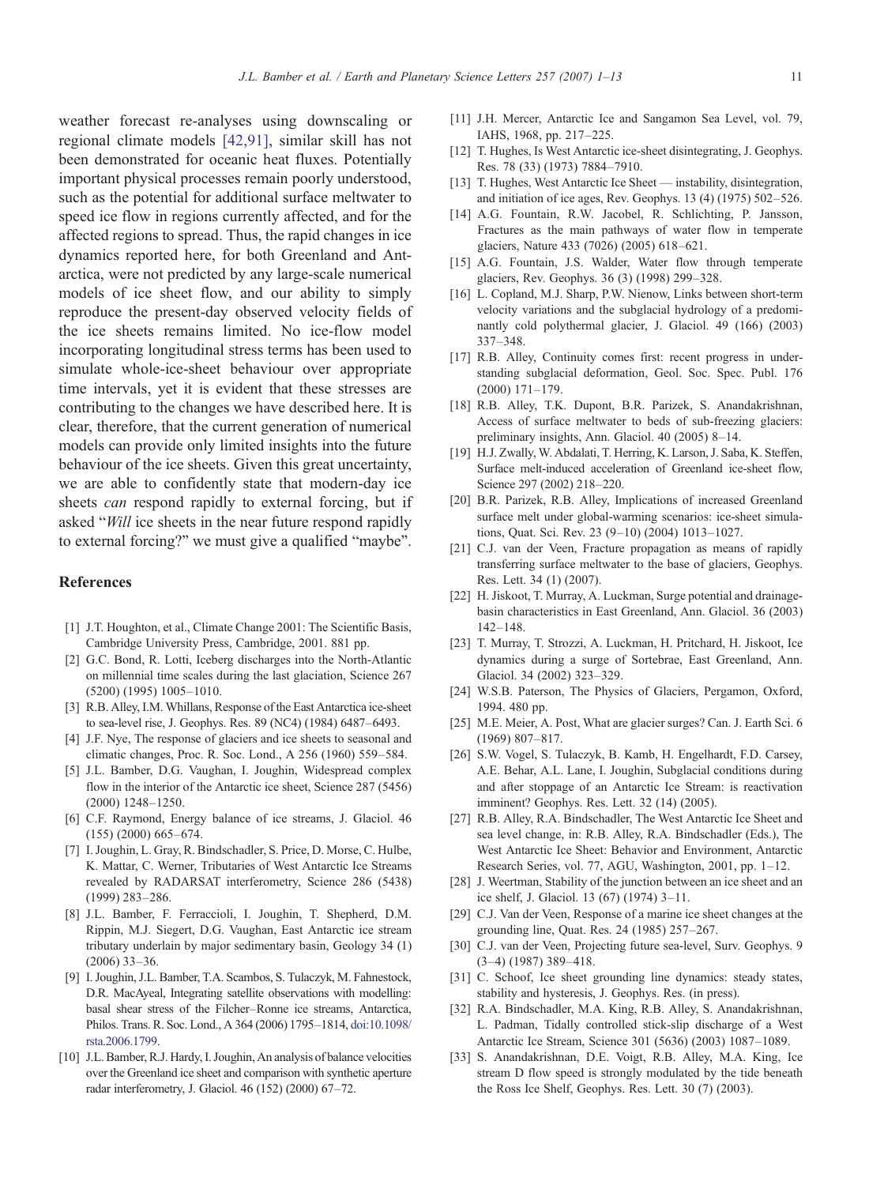weather forecast re-analyses using downscaling or regional climate models [42,91], similar skill has not been demonstrated for oceanic heat fluxes. Potentially important physical processes remain poorly understood, such as the potential for additional surface meltwater to speed ice flow in regions currently affected, and for the affected regions to spread. Thus, the rapid changes in ice dynamics reported here, for both Greenland and Antarctica, were not predicted by any large-scale numerical models of ice sheet flow, and our ability to simply reproduce the present-day observed velocity fields of the ice sheets remains limited. No ice-flow model incorporating longitudinal stress terms has been used to simulate whole-ice-sheet behaviour over appropriate time intervals, yet it is evident that these stresses are contributing to the changes we have described here. It is clear, therefore, that the current generation of numerical models can provide only limited insights into the future behaviour of the ice sheets. Given this great uncertainty, we are able to confidently state that modern-day ice sheets *can* respond rapidly to external forcing, but if asked "*Will* ice sheets in the near future respond rapidly to external forcing?" we must give a qualified "maybe".

## References

[1] J.T. Houghton, et al., Climate Change 2001: The Scientific Basis, Cambridge University Press, Cambridge, 2001. 881 pp.

[2] G.C. Bond, R. Lotti, Iceberg discharges into the North-Atlantic on millennial time scales during the last glaciation, Science 267 (5200) (1995) 1005–1010.

[3] R.B. Alley, I.M. Whillans, Response of the East Antarctica ice-sheet to sea-level rise, J. Geophys. Res. 89 (NC4) (1984) 6487–6493.

[4] J.F. Nye, The response of glaciers and ice sheets to seasonal and climatic changes, Proc. R. Soc. Lond., A 256 (1960) 559–584.

[5] J.L. Bamber, D.G. Vaughan, I. Joughin, Widespread complex flow in the interior of the Antarctic ice sheet, Science 287 (5456) (2000) 1248–1250.

[6] C.F. Raymond, Energy balance of ice streams, J. Glaciol. 46 (155) (2000) 665–674.

[7] I. Joughin, L. Gray, R. Bindschadler, S. Price, D. Morse, C. Hulbe, K. Mattar, C. Werner, Tributaries of West Antarctic Ice Streams revealed by RADARSAT interferometry, Science 286 (5438) (1999) 283–286.

[8] J.L. Bamber, F. Ferraccioli, I. Joughin, T. Shepherd, D.M. Rippin, M.J. Siegert, D.G. Vaughan, East Antarctic ice stream tributary underlain by major sedimentary basin, Geology 34 (1) (2006) 33–36.

[9] I. Joughin, J.L. Bamber, T.A. Scambos, S. Tulaczyk, M. Fahnestock, D.R. MacAyeal, Integrating satellite observations with modelling: basal shear stress of the Filcher–Ronne ice streams, Antarctica, Philos. Trans. R. Soc. Lond., A 364 (2006) 1795–1814, doi:10.1098/rsta.2006.1799.

[10] J.L. Bamber, R.J. Hardy, I. Joughin, An analysis of balance velocities over the Greenland ice sheet and comparison with synthetic aperture radar interferometry, J. Glaciol. 46 (152) (2000) 67–72.

[11] J.H. Mercer, Antarctic Ice and Sangamon Sea Level, vol. 79, IAHS, 1968, pp. 217–225.

[12] T. Hughes, Is West Antarctic ice-sheet disintegrating, J. Geophys. Res. 78 (33) (1973) 7884–7910.

[13] T. Hughes, West Antarctic Ice Sheet — instability, disintegration, and initiation of ice ages, Rev. Geophys. 13 (4) (1975) 502–526.

[14] A.G. Fountain, R.W. Jacobel, R. Schlichting, P. Jansson, Fractures as the main pathways of water flow in temperate glaciers, Nature 433 (7026) (2005) 618–621.

[15] A.G. Fountain, J.S. Walder, Water flow through temperate glaciers, Rev. Geophys. 36 (3) (1998) 299–328.

[16] L. Copland, M.J. Sharp, P.W. Nienow, Links between short-term velocity variations and the subglacial hydrology of a predominantly cold polythermal glacier, J. Glaciol. 49 (166) (2003) 337–348.

[17] R.B. Alley, Continuity comes first: recent progress in understanding subglacial deformation, Geol. Soc. Spec. Publ. 176 (2000) 171–179.

[18] R.B. Alley, T.K. Dupont, B.R. Parizek, S. Anandakrishnan, Access of surface meltwater to beds of sub-freezing glaciers: preliminary insights, Ann. Glaciol. 40 (2005) 8–14.

[19] H.J. Zwally, W. Abdalati, T. Herring, K. Larson, J. Saba, K. Steffen, Surface melt-induced acceleration of Greenland ice-sheet flow, Science 297 (2002) 218–220.

[20] B.R. Parizek, R.B. Alley, Implications of increased Greenland surface melt under global-warming scenarios: ice-sheet simulations, Quat. Sci. Rev. 23 (9–10) (2004) 1013–1027.

[21] C.J. van der Veen, Fracture propagation as means of rapidly transferring surface meltwater to the base of glaciers, Geophys. Res. Lett. 34 (1) (2007).

[22] H. Jiskoot, T. Murray, A. Luckman, Surge potential and drainage-basin characteristics in East Greenland, Ann. Glaciol. 36 (2003) 142–148.

[23] T. Murray, T. Strozzi, A. Luckman, H. Pritchard, H. Jiskoot, Ice dynamics during a surge of Sortebrae, East Greenland, Ann. Glaciol. 34 (2002) 323–329.

[24] W.S.B. Paterson, The Physics of Glaciers, Pergamon, Oxford, 1994. 480 pp.

[25] M.E. Meier, A. Post, What are glacier surges? Can. J. Earth Sci. 6 (1969) 807–817.

[26] S.W. Vogel, S. Tulaczyk, B. Kamb, H. Engelhardt, F.D. Carsey, A.E. Behar, A.L. Lane, I. Joughin, Subglacial conditions during and after stoppage of an Antarctic Ice Stream: is reactivation imminent? Geophys. Res. Lett. 32 (14) (2005).

[27] R.B. Alley, R.A. Bindschadler, The West Antarctic Ice Sheet and sea level change, in: R.B. Alley, R.A. Bindschadler (Eds.), The West Antarctic Ice Sheet: Behavior and Environment, Antarctic Research Series, vol. 77, AGU, Washington, 2001, pp. 1–12.

[28] J. Weertman, Stability of the junction between an ice sheet and an ice shelf, J. Glaciol. 13 (67) (1974) 3–11.

[29] C.J. Van der Veen, Response of a marine ice sheet changes at the grounding line, Quat. Res. 24 (1985) 257–267.

[30] C.J. van der Veen, Projecting future sea-level, Surv. Geophys. 9 (3–4) (1987) 389–418.

[31] C. Schoof, Ice sheet grounding line dynamics: steady states, stability and hysteresis, J. Geophys. Res. (in press).

[32] R.A. Bindschadler, M.A. King, R.B. Alley, S. Anandakrishnan, L. Padman, Tidally controlled stick-slip discharge of a West Antarctic Ice Stream, Science 301 (5636) (2003) 1087–1089.

[33] S. Anandakrishnan, D.E. Voigt, R.B. Alley, M.A. King, Ice stream D flow speed is strongly modulated by the tide beneath the Ross Ice Shelf, Geophys. Res. Lett. 30 (7) (2003).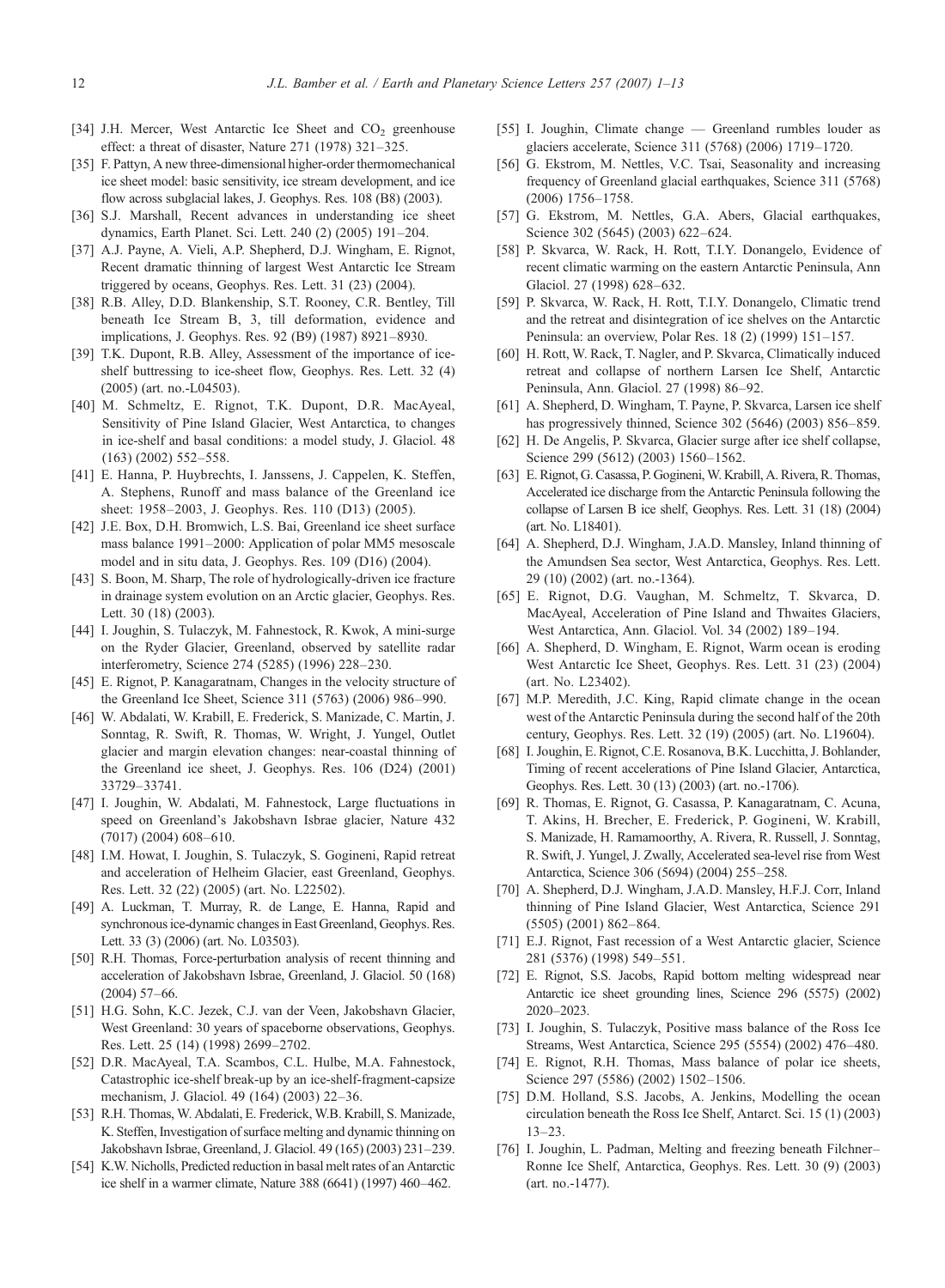[34] J.H. Mercer, West Antarctic Ice Sheet and $CO_2$ greenhouse effect: a threat of disaster, Nature 271 (1978) 321–325.

[35] F. Pattyn, A new three-dimensional higher-order thermomechanical ice sheet model: basic sensitivity, ice stream development, and ice flow across subglacial lakes, J. Geophys. Res. 108 (B8) (2003).

[36] S.J. Marshall, Recent advances in understanding ice sheet dynamics, Earth Planet. Sci. Lett. 240 (2) (2005) 191–204.

[37] A.J. Payne, A. Vieli, A.P. Shepherd, D.J. Wingham, E. Rignot, Recent dramatic thinning of largest West Antarctic Ice Stream triggered by oceans, Geophys. Res. Lett. 31 (23) (2004).

[38] R.B. Alley, D.D. Blankenship, S.T. Rooney, C.R. Bentley, Till beneath Ice Stream B, 3, till deformation, evidence and implications, J. Geophys. Res. 92 (B9) (1987) 8921–8930.

[39] T.K. Dupont, R.B. Alley, Assessment of the importance of ice-shelf buttressing to ice-sheet flow, Geophys. Res. Lett. 32 (4) (2005) (art. no.-L04503).

[40] M. Schmeltz, E. Rignot, T.K. Dupont, D.R. MacAyeal, Sensitivity of Pine Island Glacier, West Antarctica, to changes in ice-shelf and basal conditions: a model study, J. Glaciol. 48 (163) (2002) 552–558.

[41] E. Hanna, P. Huybrechts, I. Janssens, J. Cappelen, K. Steffen, A. Stephens, Runoff and mass balance of the Greenland ice sheet: 1958–2003, J. Geophys. Res. 110 (D13) (2005).

[42] J.E. Box, D.H. Bromwich, L.S. Bai, Greenland ice sheet surface mass balance 1991–2000: Application of polar MM5 mesoscale model and in situ data, J. Geophys. Res. 109 (D16) (2004).

[43] S. Boon, M. Sharp, The role of hydrologically-driven ice fracture in drainage system evolution on an Arctic glacier, Geophys. Res. Lett. 30 (18) (2003).

[44] I. Joughin, S. Tulaczyk, M. Fahnestock, R. Kwok, A mini-surge on the Ryder Glacier, Greenland, observed by satellite radar interferometry, Science 274 (5285) (1996) 228–230.

[45] E. Rignot, P. Kanagaratnam, Changes in the velocity structure of the Greenland Ice Sheet, Science 311 (5763) (2006) 986–990.

[46] W. Abdalati, W. Krabill, E. Frederick, S. Manizade, C. Martin, J. Sonntag, R. Swift, R. Thomas, W. Wright, J. Yungel, Outlet glacier and margin elevation changes: near-coastal thinning of the Greenland ice sheet, J. Geophys. Res. 106 (D24) (2001) 33729–33741.

[47] I. Joughin, W. Abdalati, M. Fahnestock, Large fluctuations in speed on Greenland's Jakobshavn Isbrae glacier, Nature 432 (7017) (2004) 608–610.

[48] I.M. Howat, I. Joughin, S. Tulaczyk, S. Gogineni, Rapid retreat and acceleration of Helheim Glacier, east Greenland, Geophys. Res. Lett. 32 (22) (2005) (art. No. L22502).

[49] A. Luckman, T. Murray, R. de Lange, E. Hanna, Rapid and synchronous ice-dynamic changes in East Greenland, Geophys. Res. Lett. 33 (3) (2006) (art. No. L03503).

[50] R.H. Thomas, Force-perturbation analysis of recent thinning and acceleration of Jakobshavn Isbrae, Greenland, J. Glaciol. 50 (168) (2004) 57–66.

[51] H.G. Sohn, K.C. Jezek, C.J. van der Veen, Jakobshavn Glacier, West Greenland: 30 years of spaceborne observations, Geophys. Res. Lett. 25 (14) (1998) 2699–2702.

[52] D.R. MacAyeal, T.A. Scambos, C.L. Hulbe, M.A. Fahnestock, Catastrophic ice-shelf break-up by an ice-shelf-fragment-capsize mechanism, J. Glaciol. 49 (164) (2003) 22–36.

[53] R.H. Thomas, W. Abdalati, E. Frederick, W.B. Krabill, S. Manizade, K. Steffen, Investigation of surface melting and dynamic thinning on Jakobshavn Isbrae, Greenland, J. Glaciol. 49 (165) (2003) 231–239.

[54] K.W. Nicholls, Predicted reduction in basal melt rates of an Antarctic ice shelf in a warmer climate, Nature 388 (6641) (1997) 460–462.

[55] I. Joughin, Climate change — Greenland rumbles louder as glaciers accelerate, Science 311 (5768) (2006) 1719–1720.

[56] G. Ekstrom, M. Nettles, V.C. Tsai, Seasonality and increasing frequency of Greenland glacial earthquakes, Science 311 (5768) (2006) 1756–1758.

[57] G. Ekstrom, M. Nettles, G.A. Abers, Glacial earthquakes, Science 302 (5645) (2003) 622–624.

[58] P. Skvarca, W. Rack, H. Rott, T.I.Y. Donangelo, Evidence of recent climatic warming on the eastern Antarctic Peninsula, Ann Glaciol. 27 (1998) 628–632.

[59] P. Skvarca, W. Rack, H. Rott, T.I.Y. Donangelo, Climatic trend and the retreat and disintegration of ice shelves on the Antarctic Peninsula: an overview, Polar Res. 18 (2) (1999) 151–157.

[60] H. Rott, W. Rack, T. Nagler, and P. Skvarca, Climatically induced retreat and collapse of northern Larsen Ice Shelf, Antarctic Peninsula, Ann. Glaciol. 27 (1998) 86–92.

[61] A. Shepherd, D. Wingham, T. Payne, P. Skvarca, Larsen ice shelf has progressively thinned, Science 302 (5646) (2003) 856–859.

[62] H. De Angelis, P. Skvarca, Glacier surge after ice shelf collapse, Science 299 (5612) (2003) 1560–1562.

[63] E. Rignot, G. Casassa, P. Gogineni, W. Krabill, A. Rivera, R. Thomas, Accelerated ice discharge from the Antarctic Peninsula following the collapse of Larsen B ice shelf, Geophys. Res. Lett. 31 (18) (2004) (art. No. L18401).

[64] A. Shepherd, D.J. Wingham, J.A.D. Mansley, Inland thinning of the Amundsen Sea sector, West Antarctica, Geophys. Res. Lett. 29 (10) (2002) (art. no.-1364).

[65] E. Rignot, D.G. Vaughan, M. Schmeltz, T. Skvarca, D. MacAyeal, Acceleration of Pine Island and Thwaites Glaciers, West Antarctica, Ann. Glaciol. Vol. 34 (2002) 189–194.

[66] A. Shepherd, D. Wingham, E. Rignot, Warm ocean is eroding West Antarctic Ice Sheet, Geophys. Res. Lett. 31 (23) (2004) (art. No. L23402).

[67] M.P. Meredith, J.C. King, Rapid climate change in the ocean west of the Antarctic Peninsula during the second half of the 20th century, Geophys. Res. Lett. 32 (19) (2005) (art. No. L19604).

[68] I. Joughin, E. Rignot, C.E. Rosanova, B.K. Lucchitta, J. Bohlander, Timing of recent accelerations of Pine Island Glacier, Antarctica, Geophys. Res. Lett. 30 (13) (2003) (art. no.-1706).

[69] R. Thomas, E. Rignot, G. Casassa, P. Kanagaratnam, C. Acuna, T. Akins, H. Brecher, E. Frederick, P. Gogineni, W. Krabill, S. Manizade, H. Ramamoorthy, A. Rivera, R. Russell, J. Sonntag, R. Swift, J. Yungel, J. Zwally, Accelerated sea-level rise from West Antarctica, Science 306 (5694) (2004) 255–258.

[70] A. Shepherd, D.J. Wingham, J.A.D. Mansley, H.F.J. Corr, Inland thinning of Pine Island Glacier, West Antarctica, Science 291 (5505) (2001) 862–864.

[71] E.J. Rignot, Fast recession of a West Antarctic glacier, Science 281 (5376) (1998) 549–551.

[72] E. Rignot, S.S. Jacobs, Rapid bottom melting widespread near Antarctic ice sheet grounding lines, Science 296 (5575) (2002) 2020–2023.

[73] I. Joughin, S. Tulaczyk, Positive mass balance of the Ross Ice Streams, West Antarctica, Science 295 (5554) (2002) 476–480.

[74] E. Rignot, R.H. Thomas, Mass balance of polar ice sheets, Science 297 (5586) (2002) 1502–1506.

[75] D.M. Holland, S.S. Jacobs, A. Jenkins, Modelling the ocean circulation beneath the Ross Ice Shelf, Antarct. Sci. 15 (1) (2003) 13–23.

[76] I. Joughin, L. Padman, Melting and freezing beneath Filchner–Ronne Ice Shelf, Antarctica, Geophys. Res. Lett. 30 (9) (2003) (art. no.-1477).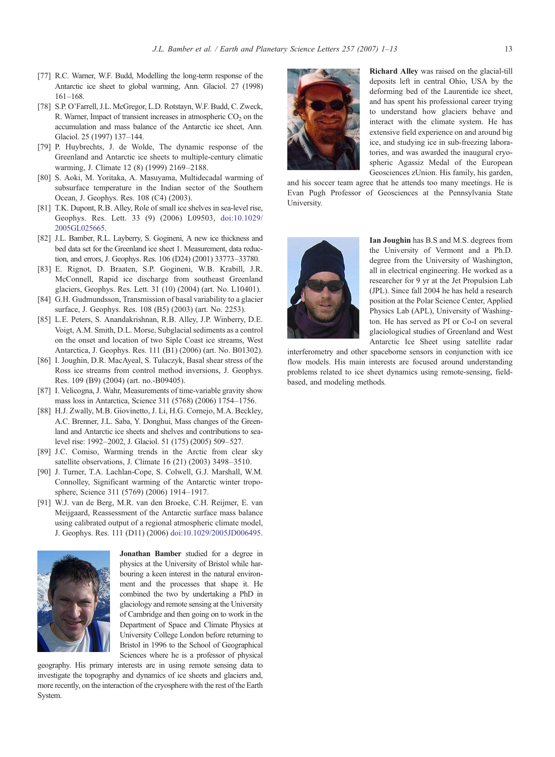[77] R.C. Warner, W.F. Budd, Modelling the long-term response of the Antarctic ice sheet to global warming, Ann. Glaciol. 27 (1998) 161–168.

[78] S.P. O'Farrell, J.L. McGregor, L.D. Rotstayn, W.F. Budd, C. Zweck, R. Warner, Impact of transient increases in atmospheric $CO_2$ on the accumulation and mass balance of the Antarctic ice sheet, Ann. Glaciol. 25 (1997) 137–144.

[79] P. Huybrechts, J. de Wolde, The dynamic response of the Greenland and Antarctic ice sheets to multiple-century climatic warming, J. Climate 12 (8) (1999) 2169–2188.

[80] S. Aoki, M. Yoritaka, A. Masuyama, Multidecadal warming of subsurface temperature in the Indian sector of the Southern Ocean, J. Geophys. Res. 108 (C4) (2003).

[81] T.K. Dupont, R.B. Alley, Role of small ice shelves in sea-level rise, Geophys. Res. Lett. 33 (9) (2006) L09503, doi:10.1029/2005GL025665.

[82] J.L. Bamber, R.L. Layberry, S. Gogineni, A new ice thickness and bed data set for the Greenland ice sheet 1. Measurement, data reduction, and errors, J. Geophys. Res. 106 (D24) (2001) 33773–33780.

[83] E. Rignot, D. Braaten, S.P. Gogineni, W.B. Krabill, J.R. McConnell, Rapid ice discharge from southeast Greenland glaciers, Geophys. Res. Lett. 31 (10) (2004) (art. No. L10401).

[84] G.H. Gudmundsson, Transmission of basal variability to a glacier surface, J. Geophys. Res. 108 (B5) (2003) (art. No. 2253).

[85] L.E. Peters, S. Anandakrishnan, R.B. Alley, J.P. Winberry, D.E. Voigt, A.M. Smith, D.L. Morse, Subglacial sediments as a control on the onset and location of two Siple Coast ice streams, West Antarctica, J. Geophys. Res. 111 (B1) (2006) (art. No. B01302).

[86] I. Joughin, D.R. MacAyeal, S. Tulaczyk, Basal shear stress of the Ross ice streams from control method inversions, J. Geophys. Res. 109 (B9) (2004) (art. no.-B09405).

[87] I. Velicogna, J. Wahr, Measurements of time-variable gravity show mass loss in Antarctica, Science 311 (5768) (2006) 1754–1756.

[88] H.J. Zwally, M.B. Giovinetto, J. Li, H.G. Cornejo, M.A. Beckley, A.C. Brenner, J.L. Saba, Y. Donghui, Mass changes of the Greenland and Antarctic ice sheets and shelves and contributions to sea-level rise: 1992–2002, J. Glaciol. 51 (175) (2005) 509–527.

[89] J.C. Comiso, Warming trends in the Arctic from clear sky satellite observations, J. Climate 16 (21) (2003) 3498–3510.

[90] J. Turner, T.A. Lachlan-Cope, S. Colwell, G.J. Marshall, W.M. Connolley, Significant warming of the Antarctic winter troposphere, Science 311 (5769) (2006) 1914–1917.

[91] W.J. van de Berg, M.R. van den Broeke, C.H. Reijmer, E. van Meijgaard, Reassessment of the Antarctic surface mass balance using calibrated output of a regional atmospheric climate model, J. Geophys. Res. 111 (D11) (2006) doi:10.1029/2005JD006495.

**Jonathan Bamber** studied for a degree in physics at the University of Bristol while harbouring a keen interest in the natural environment and the processes that shape it. He combined the two by undertaking a PhD in glaciology and remote sensing at the University of Cambridge and then going on to work in the Department of Space and Climate Physics at University College London before returning to Bristol in 1996 to the School of Geographical Sciences where he is a professor of physical geography. His primary interests are in using remote sensing data to investigate the topography and dynamics of ice sheets and glaciers and, more recently, on the interaction of the cryosphere with the rest of the Earth System.

**Richard Alley** was raised on the glacial-till deposits left in central Ohio, USA by the deforming bed of the Laurentide ice sheet, and has spent his professional career trying to understand how glaciers behave and interact with the climate system. He has extensive field experience on and around big ice, and studying ice in sub-freezing laboratories, and was awarded the inaugural cryospheric Agassiz Medal of the European Geosciences zUnion. His family, his garden, and his soccer team agree that he attends too many meetings. He is Evan Pugh Professor of Geosciences at the Pennsylvania State University.

**Ian Joughin** has B.S and M.S. degrees from the University of Vermont and a Ph.D. degree from the University of Washington, all in electrical engineering. He worked as a researcher for 9 yr at the Jet Propulsion Lab (JPL). Since fall 2004 he has held a research position at the Polar Science Center, Applied Physics Lab (APL), University of Washington. He has served as PI or Co-I on several glaciological studies of Greenland and West Antarctic Ice Sheet using satellite radar interferometry and other spaceborne sensors in conjunction with ice flow models. His main interests are focused around understanding problems related to ice sheet dynamics using remote-sensing, field-based, and modeling methods.